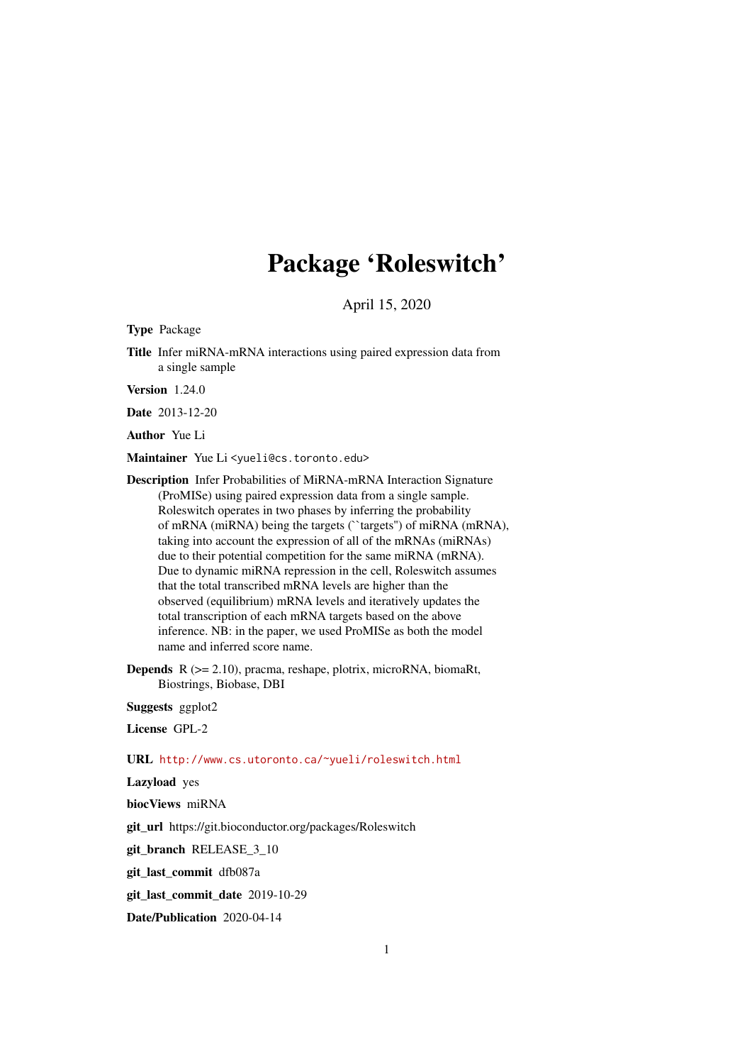# Package 'Roleswitch'

April 15, 2020

**Type** Package

**Title** Infer miRNA-mRNA interactions using paired expression data from a single sample

**Version** 1.24.0

**Date** 2013-12-20

**Author** Yue Li

**Maintainer** Yue Li <yueli@cs.toronto.edu>

**Description** Infer Probabilities of MiRNA-mRNA Interaction Signature (ProMISe) using paired expression data from a single sample. Roleswitch operates in two phases by inferring the probability of mRNA (miRNA) being the targets (``targets'') of miRNA (mRNA), taking into account the expression of all of the mRNAs (miRNAs) due to their potential competition for the same miRNA (mRNA). Due to dynamic miRNA repression in the cell, Roleswitch assumes that the total transcribed mRNA levels are higher than the observed (equilibrium) mRNA levels and iteratively updates the total transcription of each mRNA targets based on the above inference. NB: in the paper, we used ProMISe as both the model name and inferred score name.

**Depends** R (>= 2.10), pracma, reshape, plotrix, microRNA, biomaRt, Biostrings, Biobase, DBI

**Suggests** ggplot2

**License** GPL-2

**URL** http://www.cs.utoronto.ca/~yueli/roleswitch.html

**Lazyload** yes

**biocViews** miRNA

**git_url** https://git.bioconductor.org/packages/Roleswitch

**git_branch** RELEASE_3_10

**git_last_commit** dfb087a

**git_last_commit_date** 2019-10-29

**Date/Publication** 2020-04-14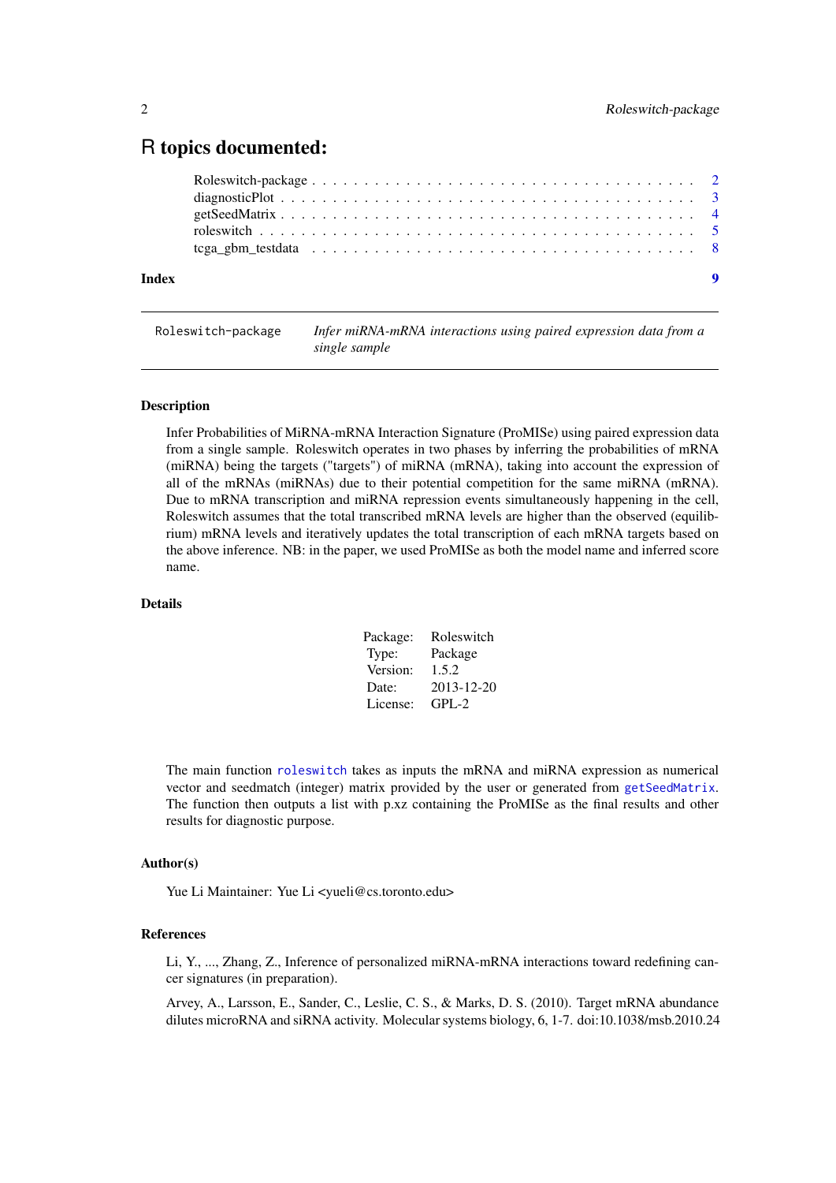# R topics documented:

- Roleswitch-package . . . . . . . . . . . . . . . . . . . . . . . . . . . . . . . . . . . . 2
- diagnosticPlot . . . . . . . . . . . . . . . . . . . . . . . . . . . . . . . . . . . . . . . 3
- getSeedMatrix . . . . . . . . . . . . . . . . . . . . . . . . . . . . . . . . . . . . . . . 4
- roleswitch . . . . . . . . . . . . . . . . . . . . . . . . . . . . . . . . . . . . . . . . . 5
- tcga_gbm_testdata . . . . . . . . . . . . . . . . . . . . . . . . . . . . . . . . . . . . 8

**Index** **9**

---

`Roleswitch-package` *Infer miRNA-mRNA interactions using paired expression data from a single sample*

---

### Description

Infer Probabilities of MiRNA-mRNA Interaction Signature (ProMISe) using paired expression data from a single sample. Roleswitch operates in two phases by inferring the probabilities of mRNA (miRNA) being the targets ("targets") of miRNA (mRNA), taking into account the expression of all of the mRNAs (miRNAs) due to their potential competition for the same miRNA (mRNA). Due to mRNA transcription and miRNA repression events simultaneously happening in the cell, Roleswitch assumes that the total transcribed mRNA levels are higher than the observed (equilibrium) mRNA levels and iteratively updates the total transcription of each mRNA targets based on the above inference. NB: in the paper, we used ProMISe as both the model name and inferred score name.

### Details

| | |
|---|---|
| Package: | Roleswitch |
| Type: | Package |
| Version: | 1.5.2 |
| Date: | 2013-12-20 |
| License: | GPL-2 |

The main function `roleswitch` takes as inputs the mRNA and miRNA expression as numerical vector and seedmatch (integer) matrix provided by the user or generated from `getSeedMatrix`. The function then outputs a list with p.xz containing the ProMISe as the final results and other results for diagnostic purpose.

### Author(s)

Yue Li Maintainer: Yue Li <yueli@cs.toronto.edu>

### References

Li, Y., ..., Zhang, Z., Inference of personalized miRNA-mRNA interactions toward redefining cancer signatures (in preparation).

Arvey, A., Larsson, E., Sander, C., Leslie, C. S., & Marks, D. S. (2010). Target mRNA abundance dilutes microRNA and siRNA activity. Molecular systems biology, 6, 1-7. doi:10.1038/msb.2010.24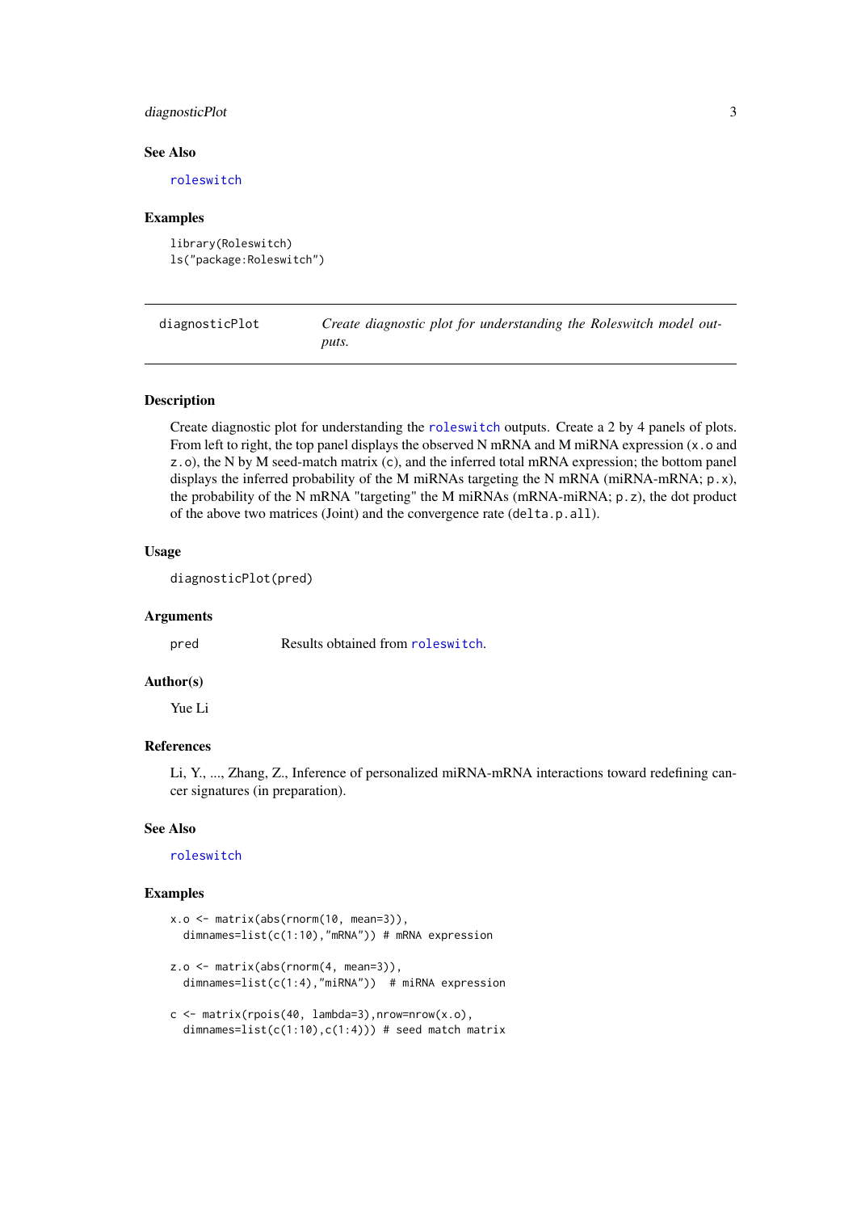### See Also

roleswitch

### Examples

```
library(Roleswitch)
ls("package:Roleswitch")
```

---

## diagnosticPlot — *Create diagnostic plot for understanding the Roleswitch model outputs.*

---

### Description

Create diagnostic plot for understanding the roleswitch outputs. Create a 2 by 4 panels of plots. From left to right, the top panel displays the observed N mRNA and M miRNA expression (x.o and z.o), the N by M seed-match matrix (c), and the inferred total mRNA expression; the bottom panel displays the inferred probability of the M miRNAs targeting the N mRNA (miRNA-mRNA; p.x), the probability of the N mRNA "targeting" the M miRNAs (mRNA-miRNA; p.z), the dot product of the above two matrices (Joint) and the convergence rate (delta.p.all).

### Usage

```
diagnosticPlot(pred)
```

### Arguments

| | |
|---|---|
| pred | Results obtained from roleswitch. |

### Author(s)

Yue Li

### References

Li, Y., ..., Zhang, Z., Inference of personalized miRNA-mRNA interactions toward redefining cancer signatures (in preparation).

### See Also

roleswitch

### Examples

```
x.o <- matrix(abs(rnorm(10, mean=3)),
  dimnames=list(c(1:10),"mRNA")) # mRNA expression

z.o <- matrix(abs(rnorm(4, mean=3)),
  dimnames=list(c(1:4),"miRNA"))  # miRNA expression

c <- matrix(rpois(40, lambda=3),nrow=nrow(x.o),
  dimnames=list(c(1:10),c(1:4))) # seed match matrix
```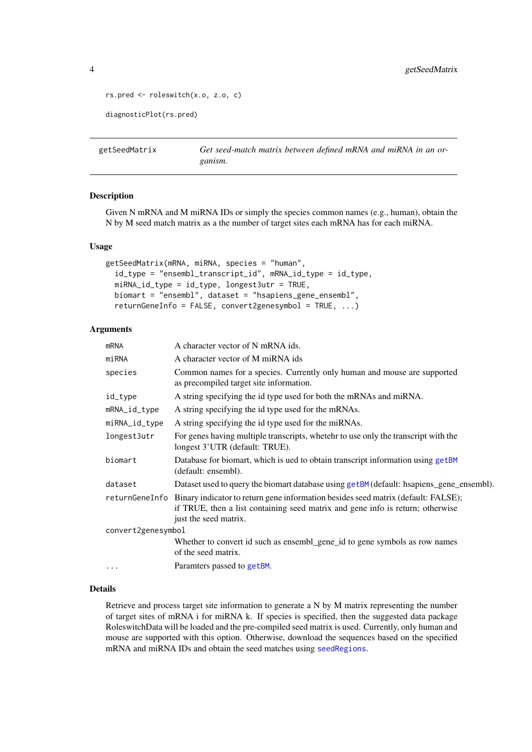```
rs.pred <- roleswitch(x.o, z.o, c)

diagnosticPlot(rs.pred)
```

## getSeedMatrix — *Get seed-match matrix between defined mRNA and miRNA in an organism.*

### Description

Given N mRNA and M miRNA IDs or simply the species common names (e.g., human), obtain the N by M seed match matrix as a the number of target sites each mRNA has for each miRNA.

### Usage

```
getSeedMatrix(mRNA, miRNA, species = "human",
  id_type = "ensembl_transcript_id", mRNA_id_type = id_type,
  miRNA_id_type = id_type, longest3utr = TRUE,
  biomart = "ensembl", dataset = "hsapiens_gene_ensembl",
  returnGeneInfo = FALSE, convert2genesymbol = TRUE, ...)
```

### Arguments

| | |
|---|---|
| `mRNA` | A character vector of N mRNA ids. |
| `miRNA` | A character vector of M miRNA ids |
| `species` | Common names for a species. Currently only human and mouse are supported as precompiled target site information. |
| `id_type` | A string specifying the id type used for both the mRNAs and miRNA. |
| `mRNA_id_type` | A string specifying the id type used for the mRNAs. |
| `miRNA_id_type` | A string specifying the id type used for the miRNAs. |
| `longest3utr` | For genes having multiple transcripts, whetehr to use only the transcript with the longest 3'UTR (default: TRUE). |
| `biomart` | Database for biomart, which is ued to obtain transcript information using `getBM` (default: ensembl). |
| `dataset` | Dataset used to query the biomart database using `getBM` (default: hsapiens_gene_ensembl). |
| `returnGeneInfo` | Binary indicator to return gene information besides seed matrix (default: FALSE); if TRUE, then a list containing seed matrix and gene info is return; otherwise just the seed matrix. |
| `convert2genesymbol` | Whether to convert id such as ensembl_gene_id to gene symbols as row names of the seed matrix. |
| `...` | Paramters passed to `getBM`. |

### Details

Retrieve and process target site information to generate a N by M matrix representing the number of target sites of mRNA i for miRNA k. If species is specified, then the suggested data package RoleswitchData will be loaded and the pre-compiled seed matrix is used. Currently, only human and mouse are supported with this option. Otherwise, download the sequences based on the specified mRNA and miRNA IDs and obtain the seed matches using `seedRegions`.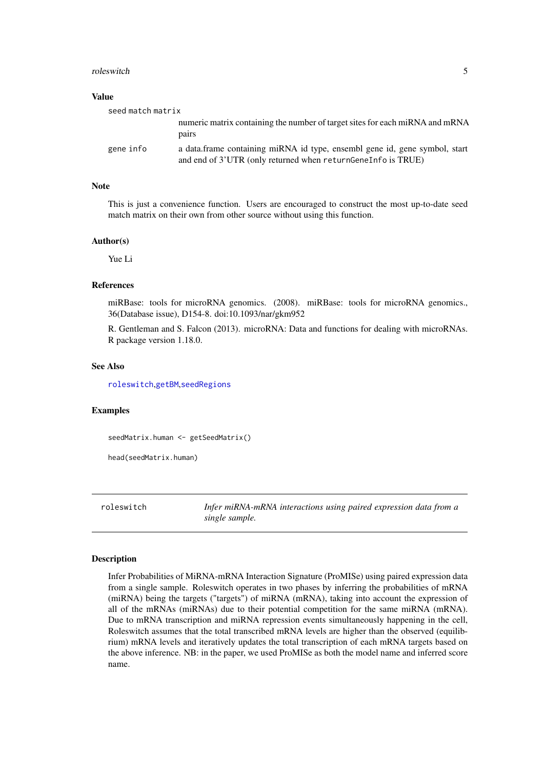### Value

`seed match matrix`
: numeric matrix containing the number of target sites for each miRNA and mRNA pairs

`gene info`
: a data.frame containing miRNA id type, ensembl gene id, gene symbol, start and end of 3'UTR (only returned when `returnGeneInfo` is TRUE)

### Note

This is just a convenience function. Users are encouraged to construct the most up-to-date seed match matrix on their own from other source without using this function.

### Author(s)

Yue Li

### References

miRBase: tools for microRNA genomics. (2008). miRBase: tools for microRNA genomics., 36(Database issue), D154-8. doi:10.1093/nar/gkm952

R. Gentleman and S. Falcon (2013). microRNA: Data and functions for dealing with microRNAs. R package version 1.18.0.

### See Also

`roleswitch`,`getBM`,`seedRegions`

### Examples

```
seedMatrix.human <- getSeedMatrix()

head(seedMatrix.human)
```

---

## `roleswitch` — *Infer miRNA-mRNA interactions using paired expression data from a single sample.*

---

### Description

Infer Probabilities of MiRNA-mRNA Interaction Signature (ProMISe) using paired expression data from a single sample. Roleswitch operates in two phases by inferring the probabilities of mRNA (miRNA) being the targets ("targets") of miRNA (mRNA), taking into account the expression of all of the mRNAs (miRNAs) due to their potential competition for the same miRNA (mRNA). Due to mRNA transcription and miRNA repression events simultaneously happening in the cell, Roleswitch assumes that the total transcribed mRNA levels are higher than the observed (equilibrium) mRNA levels and iteratively updates the total transcription of each mRNA targets based on the above inference. NB: in the paper, we used ProMISe as both the model name and inferred score name.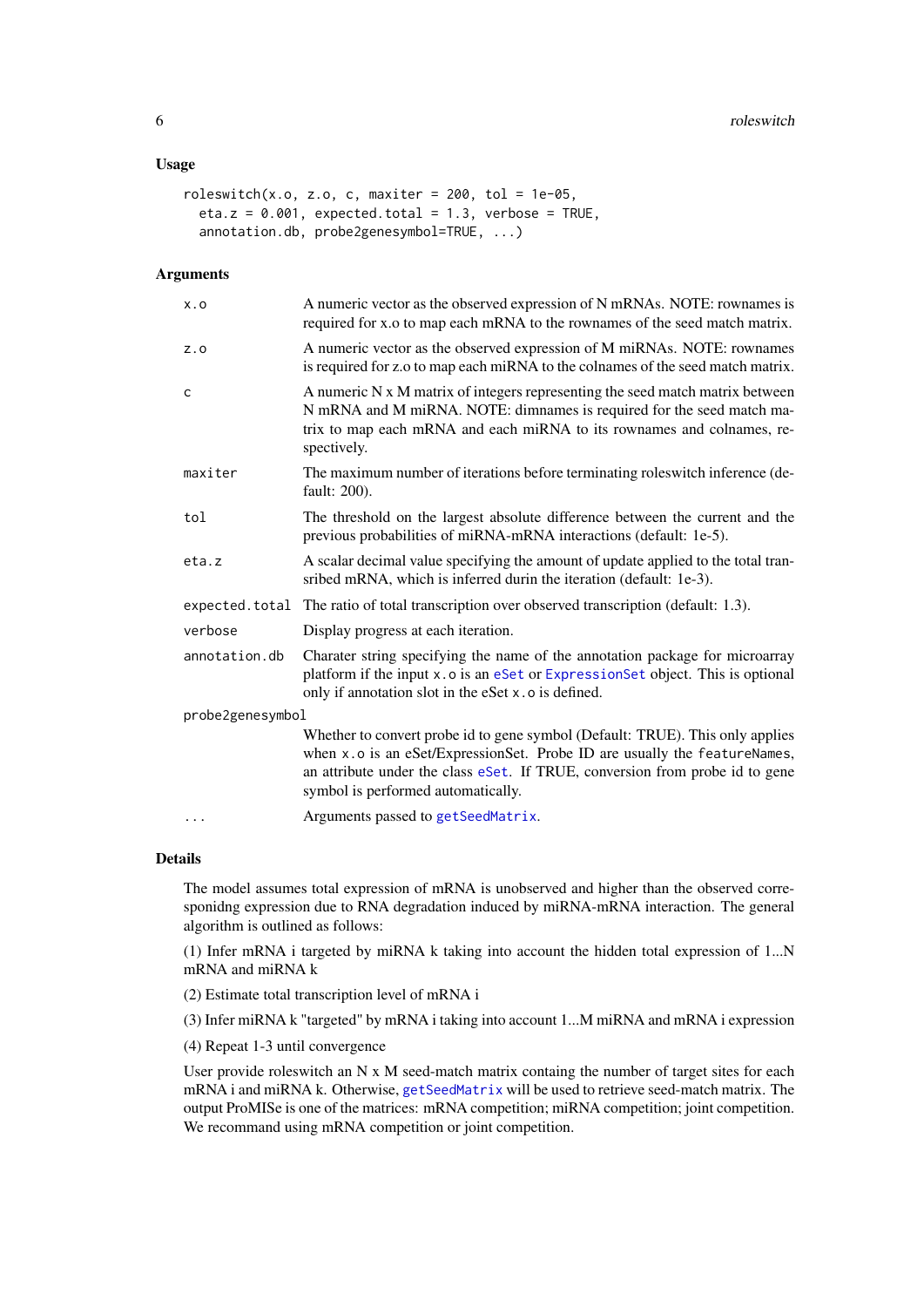### Usage

```
roleswitch(x.o, z.o, c, maxiter = 200, tol = 1e-05,
  eta.z = 0.001, expected.total = 1.3, verbose = TRUE,
  annotation.db, probe2genesymbol=TRUE, ...)
```

### Arguments

| | |
|---|---|
| `x.o` | A numeric vector as the observed expression of N mRNAs. NOTE: rownames is required for x.o to map each mRNA to the rownames of the seed match matrix. |
| `z.o` | A numeric vector as the observed expression of M miRNAs. NOTE: rownames is required for z.o to map each miRNA to the colnames of the seed match matrix. |
| `c` | A numeric N x M matrix of integers representing the seed match matrix between N mRNA and M miRNA. NOTE: dimnames is required for the seed match matrix to map each mRNA and each miRNA to its rownames and colnames, respectively. |
| `maxiter` | The maximum number of iterations before terminating roleswitch inference (default: 200). |
| `tol` | The threshold on the largest absolute difference between the current and the previous probabilities of miRNA-mRNA interactions (default: 1e-5). |
| `eta.z` | A scalar decimal value specifying the amount of update applied to the total transribed mRNA, which is inferred durin the iteration (default: 1e-3). |
| `expected.total` | The ratio of total transcription over observed transcription (default: 1.3). |
| `verbose` | Display progress at each iteration. |
| `annotation.db` | Charater string specifying the name of the annotation package for microarray platform if the input `x.o` is an `eSet` or `ExpressionSet` object. This is optional only if annotation slot in the eSet `x.o` is defined. |
| `probe2genesymbol` | Whether to convert probe id to gene symbol (Default: TRUE). This only applies when `x.o` is an eSet/ExpressionSet. Probe ID are usually the `featureNames`, an attribute under the class `eSet`. If TRUE, conversion from probe id to gene symbol is performed automatically. |
| `...` | Arguments passed to `getSeedMatrix`. |

### Details

The model assumes total expression of mRNA is unobserved and higher than the observed corresponidng expression due to RNA degradation induced by miRNA-mRNA interaction. The general algorithm is outlined as follows:

(1) Infer mRNA i targeted by miRNA k taking into account the hidden total expression of 1...N mRNA and miRNA k

(2) Estimate total transcription level of mRNA i

(3) Infer miRNA k "targeted" by mRNA i taking into account 1...M miRNA and mRNA i expression

(4) Repeat 1-3 until convergence

User provide roleswitch an N x M seed-match matrix containg the number of target sites for each mRNA i and miRNA k. Otherwise, `getSeedMatrix` will be used to retrieve seed-match matrix. The output ProMISe is one of the matrices: mRNA competition; miRNA competition; joint competition. We recommand using mRNA competition or joint competition.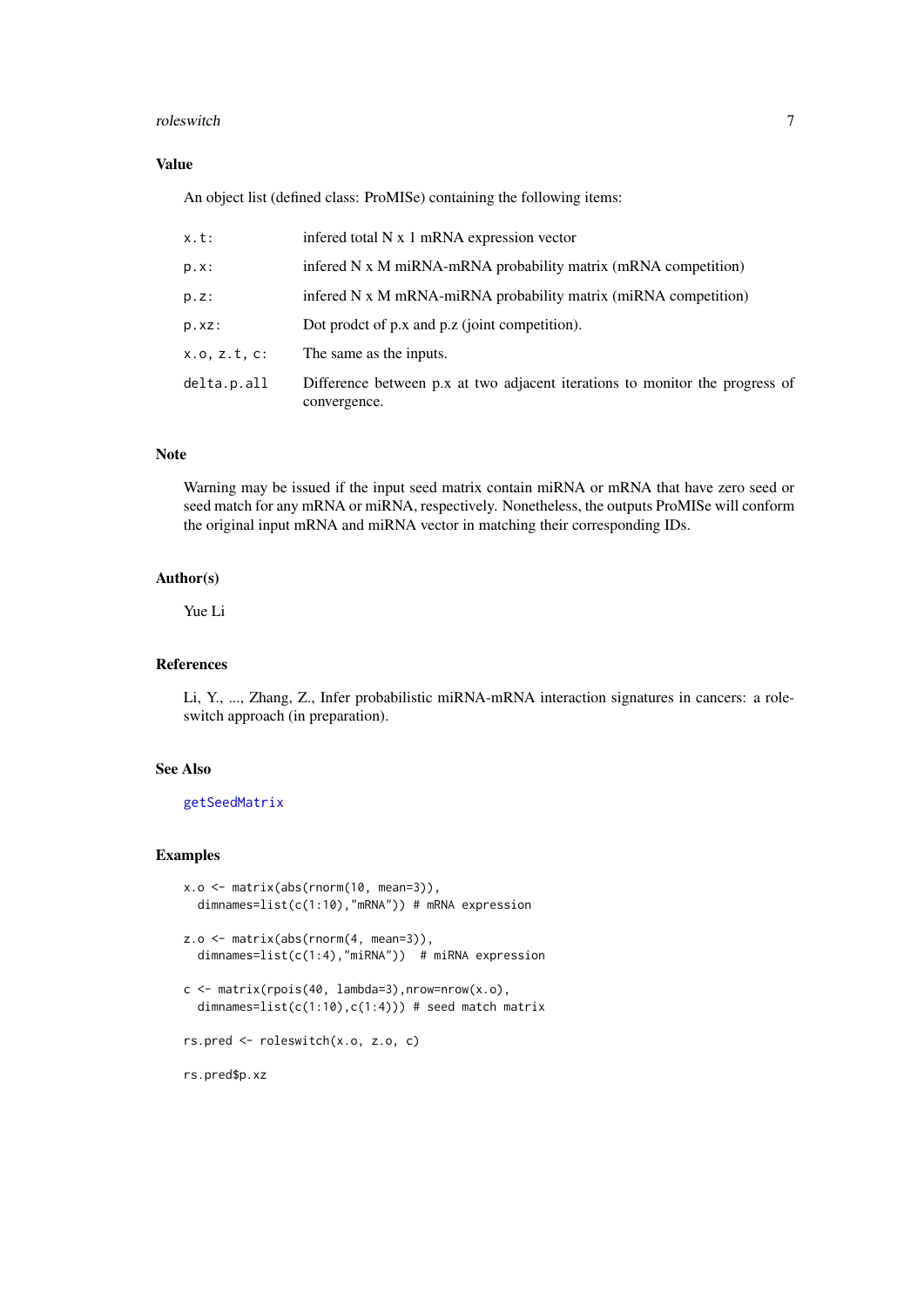### Value

An object list (defined class: ProMISe) containing the following items:

| | |
|---|---|
| `x.t:` | infered total N x 1 mRNA expression vector |
| `p.x:` | infered N x M miRNA-mRNA probability matrix (mRNA competition) |
| `p.z:` | infered N x M mRNA-miRNA probability matrix (miRNA competition) |
| `p.xz:` | Dot prodct of p.x and p.z (joint competition). |
| `x.o, z.t, c:` | The same as the inputs. |
| `delta.p.all` | Difference between p.x at two adjacent iterations to monitor the progress of convergence. |

### Note

Warning may be issued if the input seed matrix contain miRNA or mRNA that have zero seed or seed match for any mRNA or miRNA, respectively. Nonetheless, the outputs ProMISe will conform the original input mRNA and miRNA vector in matching their corresponding IDs.

### Author(s)

Yue Li

### References

Li, Y., ..., Zhang, Z., Infer probabilistic miRNA-mRNA interaction signatures in cancers: a role-switch approach (in preparation).

### See Also

`getSeedMatrix`

### Examples

```
x.o <- matrix(abs(rnorm(10, mean=3)),
  dimnames=list(c(1:10),"mRNA")) # mRNA expression

z.o <- matrix(abs(rnorm(4, mean=3)),
  dimnames=list(c(1:4),"miRNA"))  # miRNA expression

c <- matrix(rpois(40, lambda=3),nrow=nrow(x.o),
  dimnames=list(c(1:10),c(1:4))) # seed match matrix

rs.pred <- roleswitch(x.o, z.o, c)

rs.pred$p.xz
```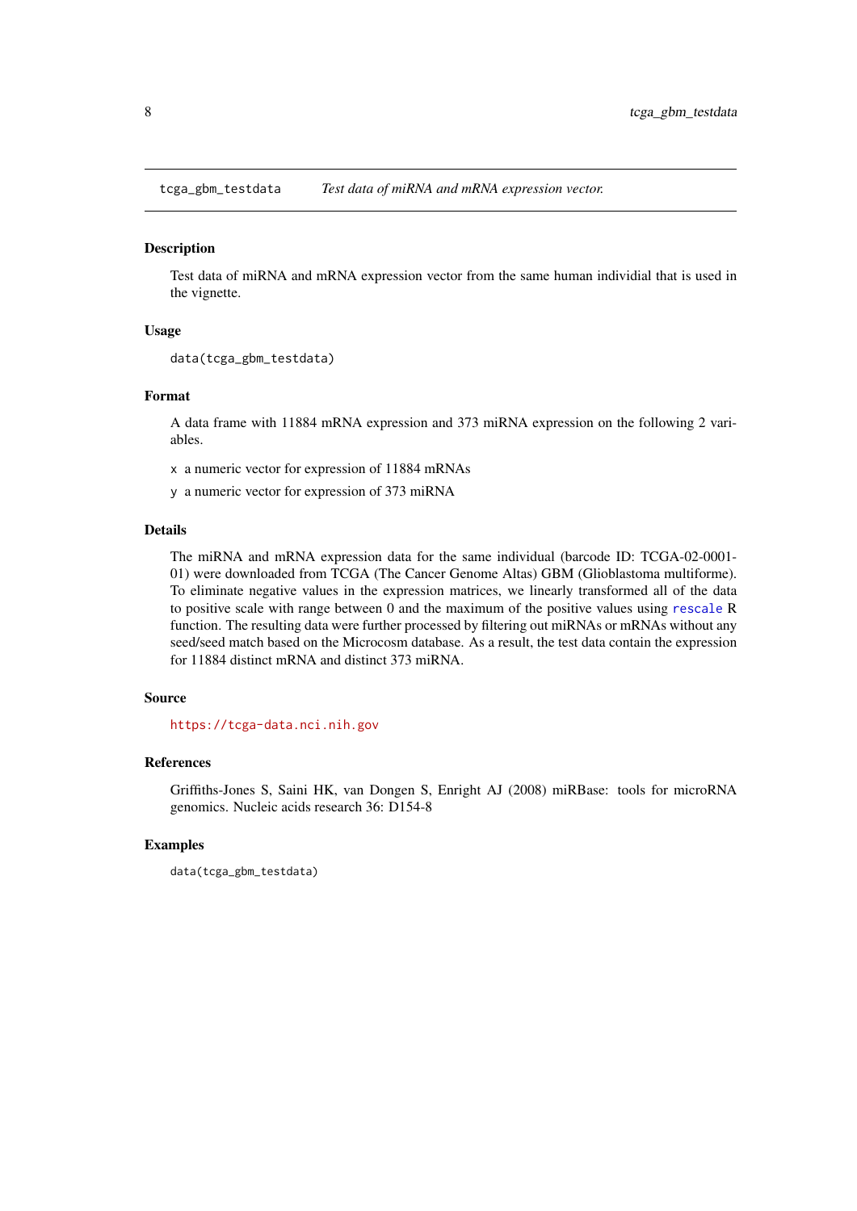# tcga_gbm_testdata *Test data of miRNA and mRNA expression vector.*

## Description

Test data of miRNA and mRNA expression vector from the same human individial that is used in the vignette.

## Usage

```
data(tcga_gbm_testdata)
```

## Format

A data frame with 11884 mRNA expression and 373 miRNA expression on the following 2 variables.

- `x` a numeric vector for expression of 11884 mRNAs
- `y` a numeric vector for expression of 373 miRNA

## Details

The miRNA and mRNA expression data for the same individual (barcode ID: TCGA-02-0001-01) were downloaded from TCGA (The Cancer Genome Altas) GBM (Glioblastoma multiforme). To eliminate negative values in the expression matrices, we linearly transformed all of the data to positive scale with range between 0 and the maximum of the positive values using `rescale` R function. The resulting data were further processed by filtering out miRNAs or mRNAs without any seed/seed match based on the Microcosm database. As a result, the test data contain the expression for 11884 distinct mRNA and distinct 373 miRNA.

## Source

https://tcga-data.nci.nih.gov

## References

Griffiths-Jones S, Saini HK, van Dongen S, Enright AJ (2008) miRBase: tools for microRNA genomics. Nucleic acids research 36: D154-8

## Examples

```
data(tcga_gbm_testdata)
```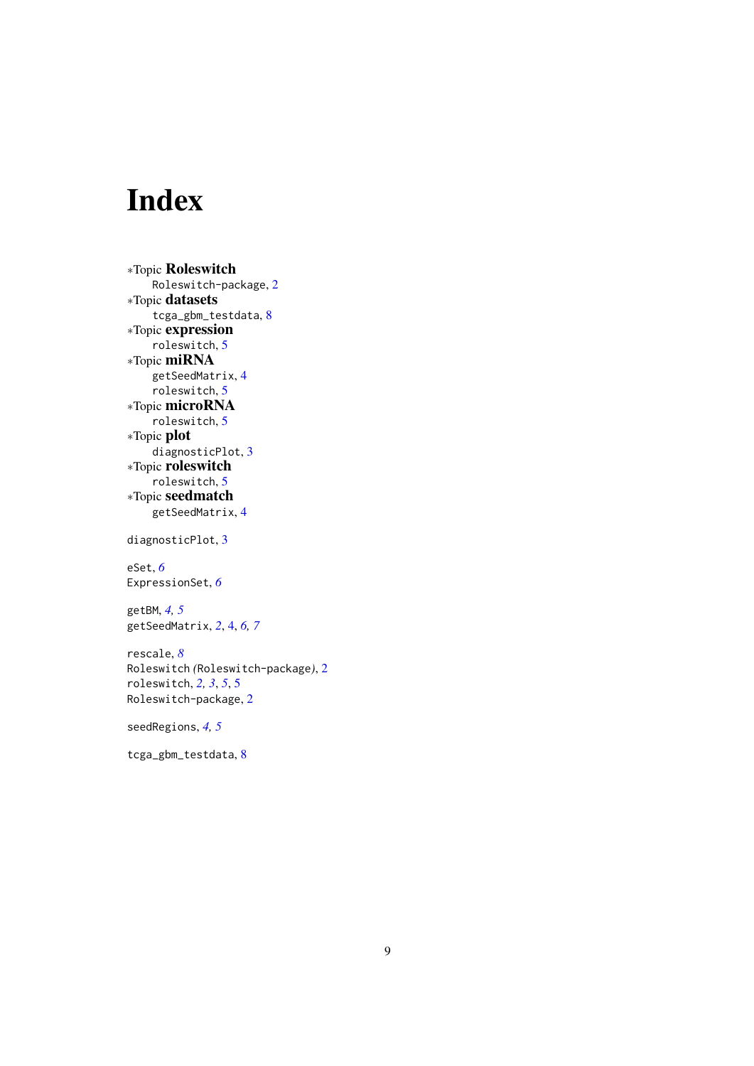# Index

*Topic **Roleswitch**
    Roleswitch-package, 2
*Topic **datasets**
    tcga_gbm_testdata, 8
*Topic **expression**
    roleswitch, 5
*Topic **miRNA**
    getSeedMatrix, 4
    roleswitch, 5
*Topic **microRNA**
    roleswitch, 5
*Topic **plot**
    diagnosticPlot, 3
*Topic **roleswitch**
    roleswitch, 5
*Topic **seedmatch**
    getSeedMatrix, 4

diagnosticPlot, 3

eSet, *6*
ExpressionSet, *6*

getBM, *4, 5*
getSeedMatrix, *2*, 4, *6, 7*

rescale, *8*
Roleswitch *(*Roleswitch-package*)*, 2
roleswitch, *2, 3*, *5*, 5
Roleswitch-package, 2

seedRegions, *4, 5*

tcga_gbm_testdata, 8